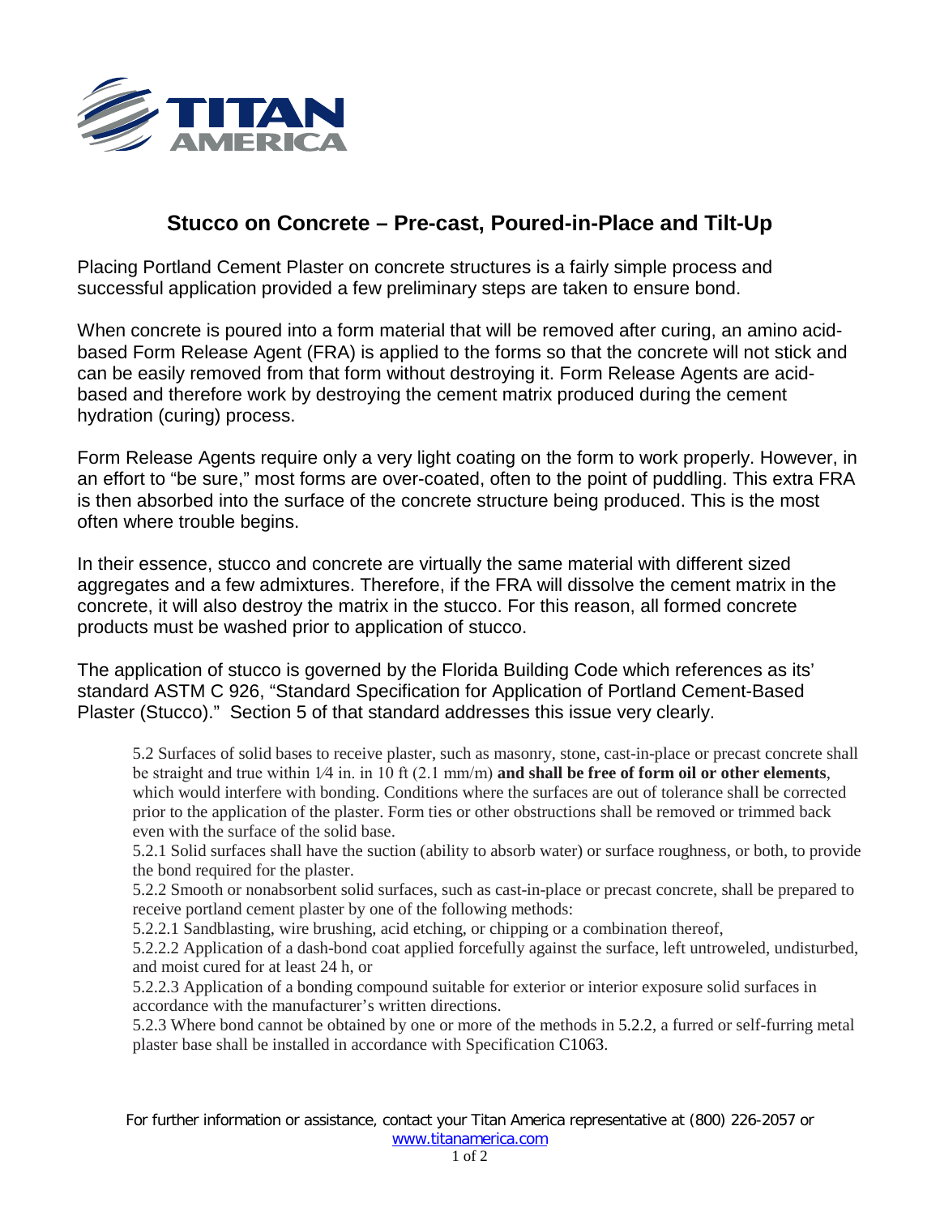TITAN AMERICA

# Stucco on Concrete – Pre-cast, Poured-in-Place and Tilt-Up

Placing Portland Cement Plaster on concrete structures is a fairly simple process and successful application provided a few preliminary steps are taken to ensure bond.

When concrete is poured into a form material that will be removed after curing, an amino acid-based Form Release Agent (FRA) is applied to the forms so that the concrete will not stick and can be easily removed from that form without destroying it. Form Release Agents are acid-based and therefore work by destroying the cement matrix produced during the cement hydration (curing) process.

Form Release Agents require only a very light coating on the form to work properly. However, in an effort to "be sure," most forms are over-coated, often to the point of puddling. This extra FRA is then absorbed into the surface of the concrete structure being produced. This is the most often where trouble begins.

In their essence, stucco and concrete are virtually the same material with different sized aggregates and a few admixtures. Therefore, if the FRA will dissolve the cement matrix in the concrete, it will also destroy the matrix in the stucco. For this reason, all formed concrete products must be washed prior to application of stucco.

The application of stucco is governed by the Florida Building Code which references as its' standard ASTM C 926, "Standard Specification for Application of Portland Cement-Based Plaster (Stucco)." Section 5 of that standard addresses this issue very clearly.

> 5.2 Surfaces of solid bases to receive plaster, such as masonry, stone, cast-in-place or precast concrete shall be straight and true within 1⁄4 in. in 10 ft (2.1 mm/m) **and shall be free of form oil or other elements**, which would interfere with bonding. Conditions where the surfaces are out of tolerance shall be corrected prior to the application of the plaster. Form ties or other obstructions shall be removed or trimmed back even with the surface of the solid base.
>
> 5.2.1 Solid surfaces shall have the suction (ability to absorb water) or surface roughness, or both, to provide the bond required for the plaster.
>
> 5.2.2 Smooth or nonabsorbent solid surfaces, such as cast-in-place or precast concrete, shall be prepared to receive portland cement plaster by one of the following methods:
>
> 5.2.2.1 Sandblasting, wire brushing, acid etching, or chipping or a combination thereof,
>
> 5.2.2.2 Application of a dash-bond coat applied forcefully against the surface, left untroweled, undisturbed, and moist cured for at least 24 h, or
>
> 5.2.2.3 Application of a bonding compound suitable for exterior or interior exposure solid surfaces in accordance with the manufacturer's written directions.
>
> 5.2.3 Where bond cannot be obtained by one or more of the methods in 5.2.2, a furred or self-furring metal plaster base shall be installed in accordance with Specification C1063.

For further information or assistance, contact your Titan America representative at (800) 226-2057 or www.titanamerica.com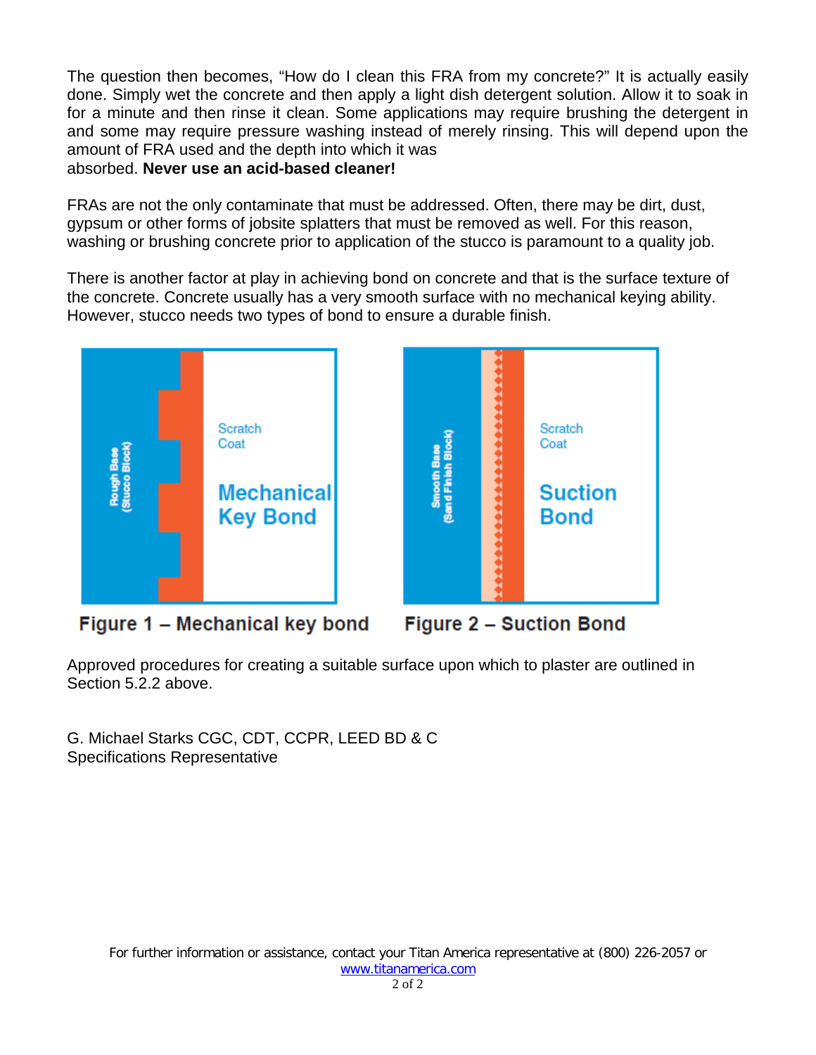The question then becomes, "How do I clean this FRA from my concrete?" It is actually easily done. Simply wet the concrete and then apply a light dish detergent solution. Allow it to soak in for a minute and then rinse it clean. Some applications may require brushing the detergent in and some may require pressure washing instead of merely rinsing. This will depend upon the amount of FRA used and the depth into which it was absorbed. **Never use an acid-based cleaner!**

FRAs are not the only contaminate that must be addressed. Often, there may be dirt, dust, gypsum or other forms of jobsite splatters that must be removed as well. For this reason, washing or brushing concrete prior to application of the stucco is paramount to a quality job.

There is another factor at play in achieving bond on concrete and that is the surface texture of the concrete. Concrete usually has a very smooth surface with no mechanical keying ability. However, stucco needs two types of bond to ensure a durable finish.

Rough Base (Stucco Block)

Scratch Coat

Mechanical Key Bond

**Figure 1 – Mechanical key bond**

Smooth Base (Sand Finish Block)

Scratch Coat

Suction Bond

**Figure 2 – Suction Bond**

Approved procedures for creating a suitable surface upon which to plaster are outlined in Section 5.2.2 above.

G. Michael Starks CGC, CDT, CCPR, LEED BD & C
Specifications Representative

For further information or assistance, contact your Titan America representative at (800) 226-2057 or www.titanamerica.com